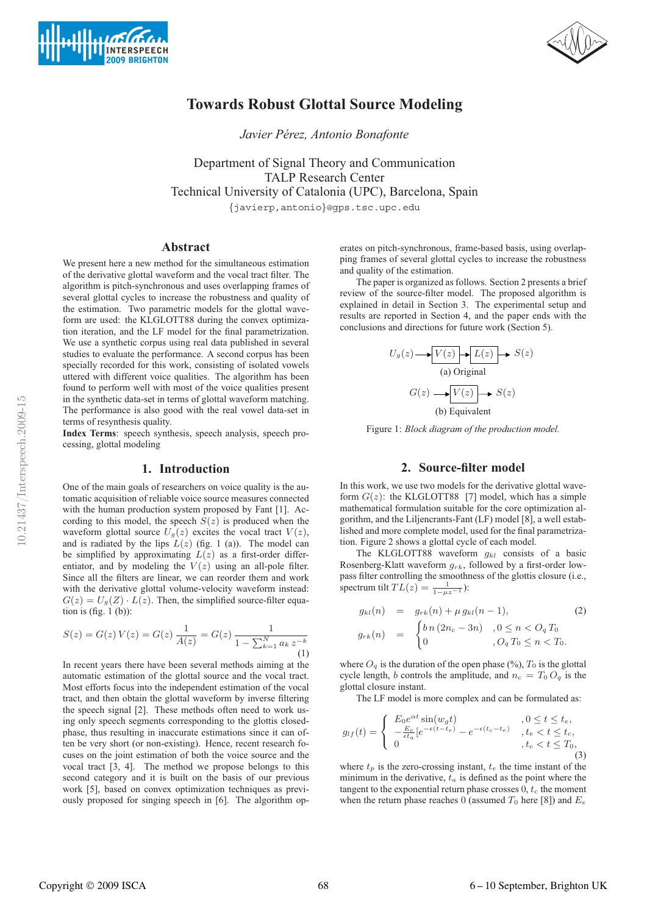# Towards Robust Glottal Source Modeling

*Javier Pérez, Antonio Bonafonte*

Department of Signal Theory and Communication
TALP Research Center
Technical University of Catalonia (UPC), Barcelona, Spain
{javierp,antonio}@gps.tsc.upc.edu

## Abstract

We present here a new method for the simultaneous estimation of the derivative glottal waveform and the vocal tract filter. The algorithm is pitch-synchronous and uses overlapping frames of several glottal cycles to increase the robustness and quality of the estimation. Two parametric models for the glottal waveform are used: the KLGLOTT88 during the convex optimization iteration, and the LF model for the final parametrization. We use a synthetic corpus using real data published in several studies to evaluate the performance. A second corpus has been specially recorded for this work, consisting of isolated vowels uttered with different voice qualities. The algorithm has been found to perform well with most of the voice qualities present in the synthetic data-set in terms of glottal waveform matching. The performance is also good with the real vowel data-set in terms of resynthesis quality.

**Index Terms**: speech synthesis, speech analysis, speech processing, glottal modeling

## 1. Introduction

One of the main goals of researchers on voice quality is the automatic acquisition of reliable voice source measures connected with the human production system proposed by Fant [1]. According to this model, the speech $S(z)$ is produced when the waveform glottal source $U_g(z)$ excites the vocal tract $V(z)$, and is radiated by the lips $L(z)$ (fig. 1 (a)). The model can be simplified by approximating $L(z)$ as a first-order differentiator, and by modeling the $V(z)$ using an all-pole filter. Since all the filters are linear, we can reorder them and work with the derivative glottal volume-velocity waveform instead: $G(z) = U_g(Z) \cdot L(z)$. Then, the simplified source-filter equation is (fig. 1 (b)):

$$S(z) = G(z)\,V(z) = G(z)\,\frac{1}{A(z)} = G(z)\,\frac{1}{1-\sum_{k=1}^{N} a_k\, z^{-k}} \tag{1}$$

In recent years there have been several methods aiming at the automatic estimation of the glottal source and the vocal tract. Most efforts focus into the independent estimation of the vocal tract, and then obtain the glottal waveform by inverse filtering the speech signal [2]. These methods often need to work using only speech segments corresponding to the glottis closed-phase, thus resulting in inaccurate estimations since it can often be very short (or non-existing). Hence, recent research focuses on the joint estimation of both the voice source and the vocal tract [3, 4]. The method we propose belongs to this second category and it is built on the basis of our previous work [5], based on convex optimization techniques as previously proposed for singing speech in [6]. The algorithm operates on pitch-synchronous, frame-based basis, using overlapping frames of several glottal cycles to increase the robustness and quality of the estimation.

The paper is organized as follows. Section 2 presents a brief review of the source-filter model. The proposed algorithm is explained in detail in Section 3. The experimental setup and results are reported in Section 4, and the paper ends with the conclusions and directions for future work (Section 5).

$U_g(z) \rightarrow$ [$V(z)$] $\rightarrow$ [$L(z)$] $\rightarrow S(z)$

(a) Original

$G(z) \rightarrow$ [$V(z)$] $\rightarrow S(z)$

(b) Equivalent

Figure 1: *Block diagram of the production model.*

## 2. Source-filter model

In this work, we use two models for the derivative glottal waveform $G(z)$: the KLGLOTT88 [7] model, which has a simple mathematical formulation suitable for the core optimization algorithm, and the Liljencrants-Fant (LF) model [8], a well established and more complete model, used for the final parametrization. Figure 2 shows a glottal cycle of each model.

The KLGLOTT88 waveform $g_{kl}$ consists of a basic Rosenberg-Klatt waveform $g_{rk}$, followed by a first-order low-pass filter controlling the smoothness of the glottis closure (i.e., spectrum tilt $TL(z) = \frac{1}{1-\mu z^{-1}}$):

$$\begin{aligned} g_{kl}(n) &= g_{rk}(n) + \mu\, g_{kl}(n-1), \\ g_{rk}(n) &= \begin{cases} b\, n\,(2n_c - 3n) & ,0 \le n < O_q\, T_0 \\ 0 & ,O_q\, T_0 \le n < T_0. \end{cases} \end{aligned} \tag{2}$$

where $O_q$ is the duration of the open phase (%), $T_0$ is the glottal cycle length, $b$ controls the amplitude, and $n_c = T_0\, O_q$ is the glottal closure instant.

The LF model is more complex and can be formulated as:

$$g_{lf}(t) = \begin{cases} E_0 e^{\alpha t} \sin(w_g t) & ,0 \le t \le t_e, \\ -\frac{E_e}{\epsilon t_a}[e^{-\epsilon(t-t_e)} - e^{-\epsilon(t_c - t_e)} & ,t_e < t \le t_c, \\ 0 & ,t_c < t \le T_0, \end{cases} \tag{3}$$

where $t_p$ is the zero-crossing instant, $t_e$ the time instant of the minimum in the derivative, $t_a$ is defined as the point where the tangent to the exponential return phase crosses $0$, $t_c$ the moment when the return phase reaches $0$ (assumed $T_0$ here [8]) and $E_e$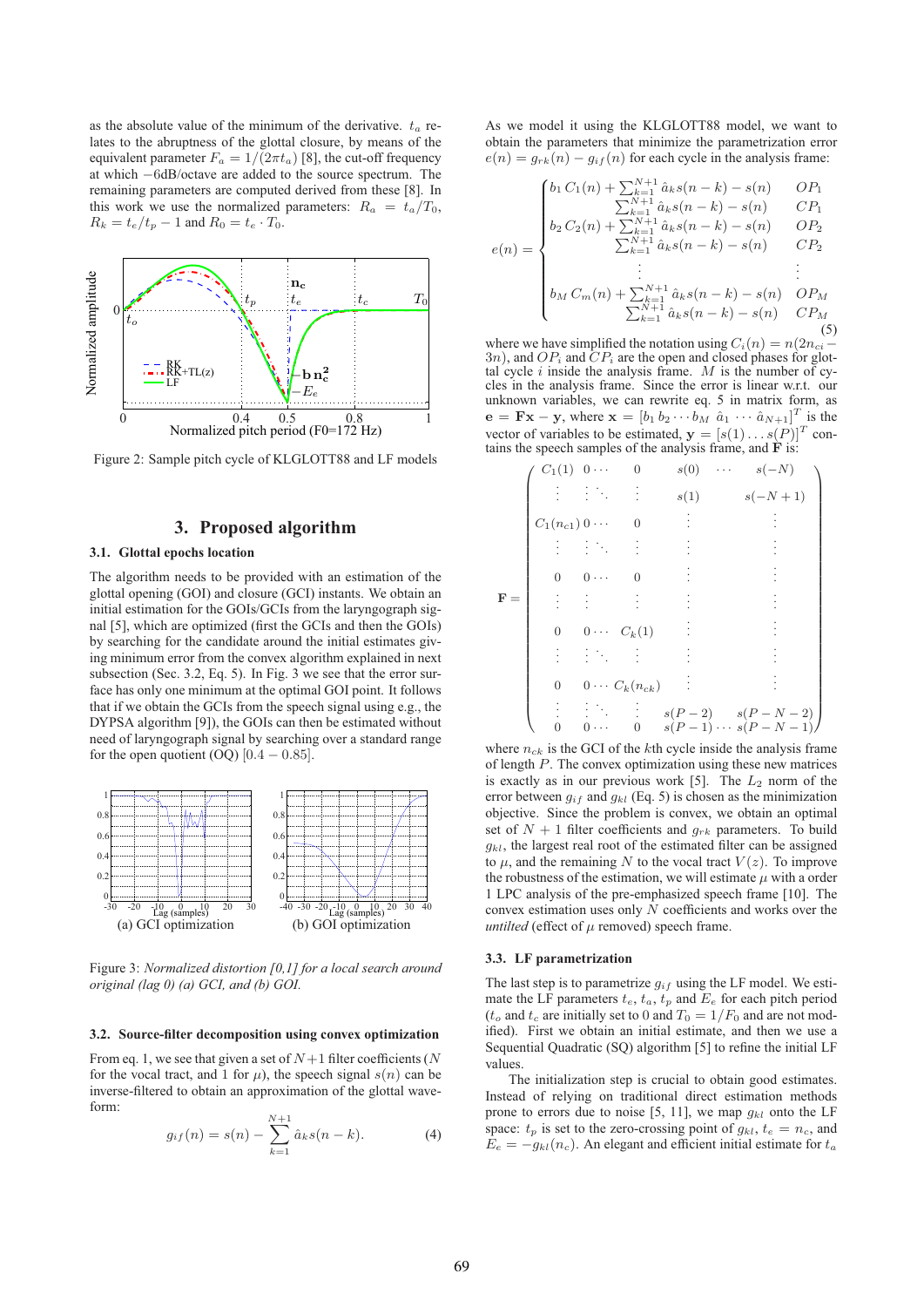as the absolute value of the minimum of the derivative. $t_a$ relates to the abruptness of the glottal closure, by means of the equivalent parameter $F_a = 1/(2\pi t_a)$ [8], the cut-off frequency at which $-6$dB/octave are added to the source spectrum. The remaining parameters are computed derived from these [8]. In this work we use the normalized parameters: $R_a = t_a/T_0$, $R_k = t_e/t_p - 1$ and $R_0 = t_e \cdot T_0$.

Figure 2: Sample pitch cycle of KLGLOTT88 and LF models

## 3. Proposed algorithm

### 3.1. Glottal epochs location

The algorithm needs to be provided with an estimation of the glottal opening (GOI) and closure (GCI) instants. We obtain an initial estimation for the GOIs/GCIs from the laryngograph signal [5], which are optimized (first the GCIs and then the GOIs) by searching for the candidate around the initial estimates giving minimum error from the convex algorithm explained in next subsection (Sec. 3.2, Eq. 5). In Fig. 3 we see that the error surface has only one minimum at the optimal GOI point. It follows that if we obtain the GCIs from the speech signal using e.g., the DYPSA algorithm [9]), the GOIs can then be estimated without need of laryngograph signal by searching over a standard range for the open quotient (OQ) $[0.4 - 0.85]$.

(a) GCI optimization (b) GOI optimization

Figure 3: *Normalized distortion [0,1] for a local search around original (lag 0) (a) GCI, and (b) GOI.*

### 3.2. Source-filter decomposition using convex optimization

From eq. 1, we see that given a set of $N+1$ filter coefficients ($N$ for the vocal tract, and 1 for $\mu$), the speech signal $s(n)$ can be inverse-filtered to obtain an approximation of the glottal waveform:

$$g_{if}(n) = s(n) - \sum_{k=1}^{N+1} \hat{a}_k s(n-k). \tag{4}$$

As we model it using the KLGLOTT88 model, we want to obtain the parameters that minimize the parametrization error $e(n) = g_{rk}(n) - g_{if}(n)$ for each cycle in the analysis frame:

$$e(n) = \begin{cases} b_1 C_1(n) + \sum_{k=1}^{N+1} \hat{a}_k s(n-k) - s(n) & OP_1 \\ \sum_{k=1}^{N+1} \hat{a}_k s(n-k) - s(n) & CP_1 \\ b_2 C_2(n) + \sum_{k=1}^{N+1} \hat{a}_k s(n-k) - s(n) & OP_2 \\ \sum_{k=1}^{N+1} \hat{a}_k s(n-k) - s(n) & CP_2 \\ \vdots & \vdots \\ b_M C_m(n) + \sum_{k=1}^{N+1} \hat{a}_k s(n-k) - s(n) & OP_M \\ \sum_{k=1}^{N+1} \hat{a}_k s(n-k) - s(n) & CP_M \end{cases} \tag{5}$$

where we have simplified the notation using $C_i(n) = n(2n_{ci} - 3n)$, and $OP_i$ and $CP_i$ are the open and closed phases for glottal cycle $i$ inside the analysis frame. $M$ is the number of cycles in the analysis frame. Since the error is linear w.r.t. our unknown variables, we can rewrite eq. 5 in matrix form, as $\mathbf{e} = \mathbf{Fx} - \mathbf{y}$, where $\mathbf{x} = [b_1\, b_2 \cdots b_M\ \hat{a}_1 \cdots \hat{a}_{N+1}]^T$ is the vector of variables to be estimated, $\mathbf{y} = [s(1) \ldots s(P)]^T$ contains the speech samples of the analysis frame, and $\mathbf{F}$ is:

$$\mathbf{F} = \begin{pmatrix} C_1(1) & 0 \cdots & 0 & s(0) & \cdots & s(-N) \\ \vdots & \vdots \ddots & \vdots & s(1) & & s(-N+1) \\ C_1(n_{c1}) & 0 \cdots & 0 & \vdots & & \vdots \\ \vdots & \vdots \ddots & \vdots & \vdots & & \vdots \\ 0 & 0 \cdots & 0 & \vdots & & \vdots \\ \vdots & \vdots & \vdots & \vdots & & \vdots \\ 0 & 0 \cdots & C_k(1) & \vdots & & \vdots \\ \vdots & \vdots \ddots & \vdots & \vdots & & \vdots \\ 0 & 0 \cdots & C_k(n_{ck}) & \vdots & & \vdots \\ \vdots & \vdots \ddots & \vdots & s(P-2) & & s(P-N-2) \\ 0 & 0 \cdots & 0 & s(P-1) & \cdots & s(P-N-1) \end{pmatrix}$$

where $n_{ck}$ is the GCI of the $k$th cycle inside the analysis frame of length $P$. The convex optimization using these new matrices is exactly as in our previous work [5]. The $L_2$ norm of the error between $g_{if}$ and $g_{kl}$ (Eq. 5) is chosen as the minimization objective. Since the problem is convex, we obtain an optimal set of $N+1$ filter coefficients and $g_{rk}$ parameters. To build $g_{kl}$, the largest real root of the estimated filter can be assigned to $\mu$, and the remaining $N$ to the vocal tract $V(z)$. To improve the robustness of the estimation, we will estimate $\mu$ with a order 1 LPC analysis of the pre-emphasized speech frame [10]. The convex estimation uses only $N$ coefficients and works over the *untilted* (effect of $\mu$ removed) speech frame.

### 3.3. LF parametrization

The last step is to parametrize $g_{if}$ using the LF model. We estimate the LF parameters $t_e$, $t_a$, $t_p$ and $E_e$ for each pitch period ($t_o$ and $t_c$ are initially set to 0 and $T_0 = 1/F_0$ and are not modified). First we obtain an initial estimate, and then we use a Sequential Quadratic (SQ) algorithm [5] to refine the initial LF values.

The initialization step is crucial to obtain good estimates. Instead of relying on traditional direct estimation methods prone to errors due to noise [5, 11], we map $g_{kl}$ onto the LF space: $t_p$ is set to the zero-crossing point of $g_{kl}$, $t_e = n_c$, and $E_e = -g_{kl}(n_c)$. An elegant and efficient initial estimate for $t_a$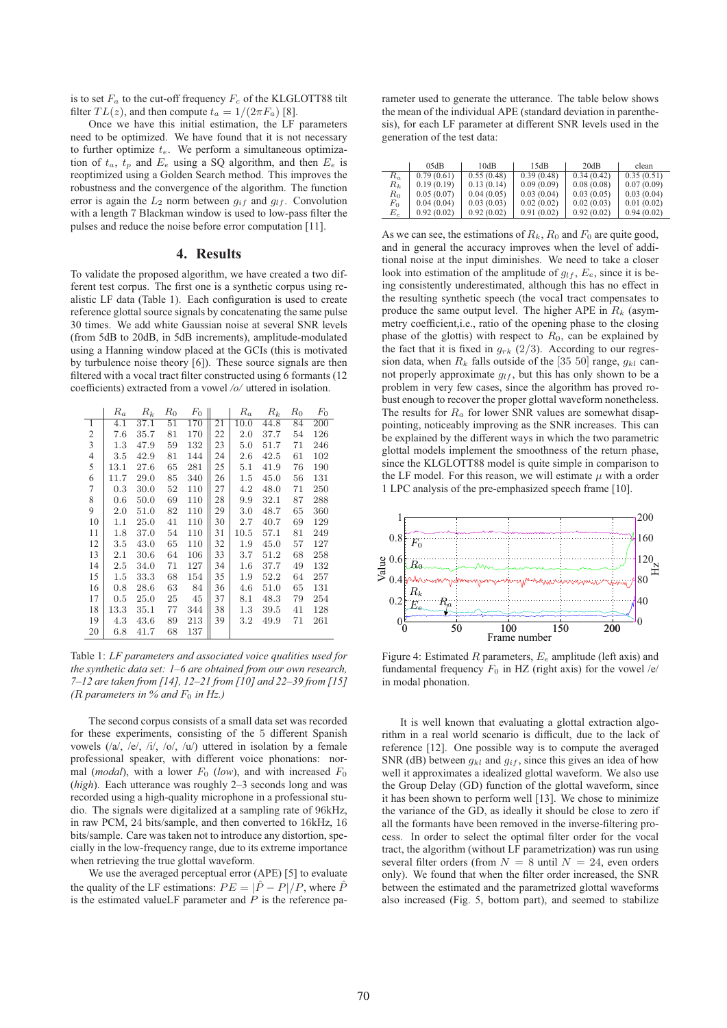is to set $F_a$ to the cut-off frequency $F_c$ of the KLGLOTT88 tilt filter $TL(z)$, and then compute $t_a = 1/(2\pi F_a)$ [8].

Once we have this initial estimation, the LF parameters need to be optimized. We have found that it is not necessary to further optimize $t_e$. We perform a simultaneous optimization of $t_a$, $t_p$ and $E_e$ using a SQ algorithm, and then $E_e$ is reoptimized using a Golden Search method. This improves the robustness and the convergence of the algorithm. The function error is again the $L_2$ norm between $g_{if}$ and $g_{lf}$. Convolution with a length 7 Blackman window is used to low-pass filter the pulses and reduce the noise before error computation [11].

## 4. Results

To validate the proposed algorithm, we have created a two different test corpus. The first one is a synthetic corpus using realistic LF data (Table 1). Each configuration is used to create reference glottal source signals by concatenating the same pulse 30 times. We add white Gaussian noise at several SNR levels (from 5dB to 20dB, in 5dB increments), amplitude-modulated using a Hanning window placed at the GCIs (this is motivated by turbulence noise theory [6]). These source signals are then filtered with a vocal tract filter constructed using 6 formants (12 coefficients) extracted from a vowel /o/ uttered in isolation.

| | $R_a$ | $R_k$ | $R_0$ | $F_0$ | | $R_a$ | $R_k$ | $R_0$ | $F_0$ |
|---|---|---|---|---|---|---|---|---|---|
| 1 | 4.1 | 37.1 | 51 | 170 | 21 | 10.0 | 44.8 | 84 | 200 |
| 2 | 7.6 | 35.7 | 81 | 170 | 22 | 2.0 | 37.7 | 54 | 126 |
| 3 | 1.3 | 47.9 | 59 | 132 | 23 | 5.0 | 51.7 | 71 | 246 |
| 4 | 3.5 | 42.9 | 81 | 144 | 24 | 2.6 | 42.5 | 61 | 102 |
| 5 | 13.1 | 27.6 | 65 | 281 | 25 | 5.1 | 41.9 | 76 | 190 |
| 6 | 11.7 | 29.0 | 85 | 340 | 26 | 1.5 | 45.0 | 56 | 131 |
| 7 | 0.3 | 30.0 | 52 | 110 | 27 | 4.2 | 48.0 | 71 | 250 |
| 8 | 0.6 | 50.0 | 69 | 110 | 28 | 9.9 | 32.1 | 87 | 288 |
| 9 | 2.0 | 51.0 | 82 | 110 | 29 | 3.0 | 48.7 | 65 | 360 |
| 10 | 1.1 | 25.0 | 41 | 110 | 30 | 2.7 | 40.7 | 69 | 129 |
| 11 | 1.8 | 37.0 | 54 | 110 | 31 | 10.5 | 57.1 | 81 | 249 |
| 12 | 3.5 | 43.0 | 65 | 110 | 32 | 1.9 | 45.0 | 57 | 127 |
| 13 | 2.1 | 30.6 | 64 | 106 | 33 | 3.7 | 51.2 | 68 | 258 |
| 14 | 2.5 | 34.0 | 71 | 127 | 34 | 1.6 | 37.7 | 49 | 132 |
| 15 | 1.5 | 33.3 | 68 | 154 | 35 | 1.9 | 52.2 | 64 | 257 |
| 16 | 0.8 | 28.6 | 63 | 84 | 36 | 4.6 | 51.0 | 65 | 131 |
| 17 | 0.5 | 25.0 | 25 | 45 | 37 | 8.1 | 48.3 | 79 | 254 |
| 18 | 13.3 | 35.1 | 77 | 344 | 38 | 1.3 | 39.5 | 41 | 128 |
| 19 | 4.3 | 43.6 | 89 | 213 | 39 | 3.2 | 49.9 | 71 | 261 |
| 20 | 6.8 | 41.7 | 68 | 137 | | | | | |

Table 1: *LF parameters and associated voice qualities used for the synthetic data set: 1–6 are obtained from our own research, 7–12 are taken from [14], 12–21 from [10] and 22–39 from [15] (R parameters in % and $F_0$ in Hz.)*

The second corpus consists of a small data set was recorded for these experiments, consisting of the 5 different Spanish vowels (/a/, /e/, /i/, /o/, /u/) uttered in isolation by a female professional speaker, with different voice phonations: normal (*modal*), with a lower $F_0$ (*low*), and with increased $F_0$ (*high*). Each utterance was roughly 2–3 seconds long and was recorded using a high-quality microphone in a professional studio. The signals were digitalized at a sampling rate of 96kHz, in raw PCM, 24 bits/sample, and then converted to 16kHz, 16 bits/sample. Care was taken not to introduce any distortion, specially in the low-frequency range, due to its extreme importance when retrieving the true glottal waveform.

We use the averaged perceptual error (APE) [5] to evaluate the quality of the LF estimations: $PE = |\hat{P} - P|/P$, where $\hat{P}$ is the estimated valueLF parameter and $P$ is the reference parameter used to generate the utterance. The table below shows the mean of the individual APE (standard deviation in parenthesis), for each LF parameter at different SNR levels used in the generation of the test data:

| | 05dB | 10dB | 15dB | 20dB | clean |
|---|---|---|---|---|---|
| $R_a$ | 0.79 (0.61) | 0.55 (0.48) | 0.39 (0.48) | 0.34 (0.42) | 0.35 (0.51) |
| $R_k$ | 0.19 (0.19) | 0.13 (0.14) | 0.09 (0.09) | 0.08 (0.08) | 0.07 (0.09) |
| $R_0$ | 0.05 (0.07) | 0.04 (0.05) | 0.03 (0.04) | 0.03 (0.05) | 0.03 (0.04) |
| $F_0$ | 0.04 (0.04) | 0.03 (0.03) | 0.02 (0.02) | 0.02 (0.03) | 0.01 (0.02) |
| $E_e$ | 0.92 (0.02) | 0.92 (0.02) | 0.91 (0.02) | 0.92 (0.02) | 0.94 (0.02) |

As we can see, the estimations of $R_k$, $R_0$ and $F_0$ are quite good, and in general the accuracy improves when the level of additional noise at the input diminishes. We need to take a closer look into estimation of the amplitude of $g_{lf}$, $E_e$, since it is being consistently underestimated, although this has no effect in the resulting synthetic speech (the vocal tract compensates to produce the same output level. The higher APE in $R_k$ (asymmetry coefficient,i.e., ratio of the opening phase to the closing phase of the glottis) with respect to $R_0$, can be explained by the fact that it is fixed in $g_{rk}$ (2/3). According to our regression data, when $R_k$ falls outside of the [35 50] range, $g_{kl}$ cannot properly approximate $g_{lf}$, but this has only shown to be a problem in very few cases, since the algorithm has proved robust enough to recover the proper glottal waveform nonetheless. The results for $R_a$ for lower SNR values are somewhat disappointing, noticeably improving as the SNR increases. This can be explained by the different ways in which the two parametric glottal models implement the smoothness of the return phase, since the KLGLOTT88 model is quite simple in comparison to the LF model. For this reason, we will estimate $\mu$ with a order 1 LPC analysis of the pre-emphasized speech frame [10].

Figure 4: Estimated $R$ parameters, $E_e$ amplitude (left axis) and fundamental frequency $F_0$ in HZ (right axis) for the vowel /e/ in modal phonation.

It is well known that evaluating a glottal extraction algorithm in a real world scenario is difficult, due to the lack of reference [12]. One possible way is to compute the averaged SNR (dB) between $g_{kl}$ and $g_{if}$, since this gives an idea of how well it approximates a idealized glottal waveform. We also use the Group Delay (GD) function of the glottal waveform, since it has been shown to perform well [13]. We chose to minimize the variance of the GD, as ideally it should be close to zero if all the formants have been removed in the inverse-filtering process. In order to select the optimal filter order for the vocal tract, the algorithm (without LF parametrization) was run using several filter orders (from $N = 8$ until $N = 24$, even orders only). We found that when the filter order increased, the SNR between the estimated and the parametrized glottal waveforms also increased (Fig. 5, bottom part), and seemed to stabilize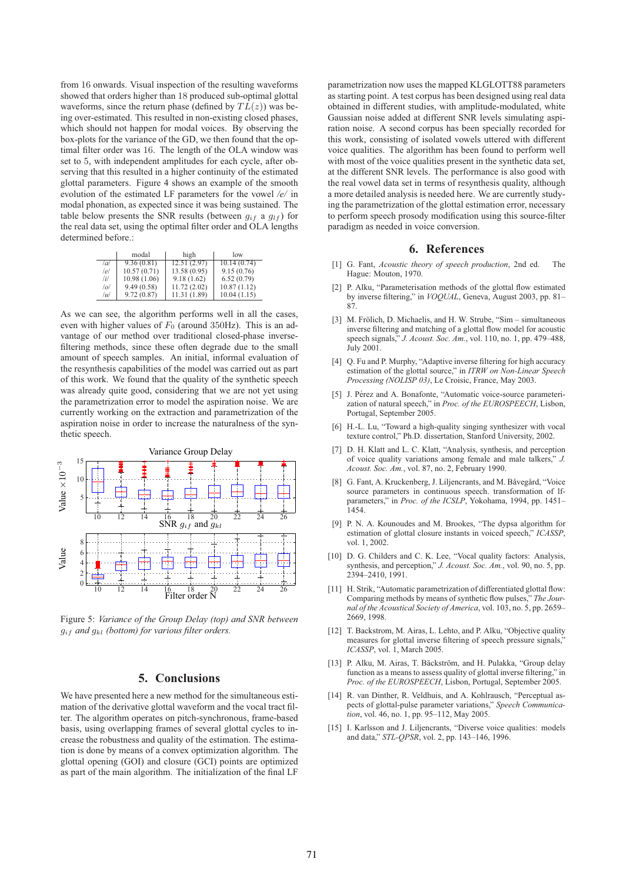from 16 onwards. Visual inspection of the resulting waveforms showed that orders higher than 18 produced sub-optimal glottal waveforms, since the return phase (defined by $TL(z)$) was being over-estimated. This resulted in non-existing closed phases, which should not happen for modal voices. By observing the box-plots for the variance of the GD, we then found that the optimal filter order was 16. The length of the OLA window was set to 5, with independent amplitudes for each cycle, after observing that this resulted in a higher continuity of the estimated glottal parameters. Figure 4 shows an example of the smooth evolution of the estimated LF parameters for the vowel /e/ in modal phonation, as expected since it was being sustained. The table below presents the SNR results (between $g_{if}$ a $g_{lf}$) for the real data set, using the optimal filter order and OLA lengths determined before.:

| | modal | high | low |
|---|---|---|---|
| /a/ | 9.36 (0.81) | 12.51 (2.97) | 10.14 (0.74) |
| /e/ | 10.57 (0.71) | 13.58 (0.95) | 9.15 (0.76) |
| /i/ | 10.98 (1.06) | 9.18 (1.62) | 6.52 (0.79) |
| /o/ | 9.49 (0.58) | 11.72 (2.02) | 10.87 (1.12) |
| /u/ | 9.72 (0.87) | 11.31 (1.89) | 10.04 (1.15) |

As we can see, the algorithm performs well in all the cases, even with higher values of $F_0$ (around 350Hz). This is an advantage of our method over traditional closed-phase inverse-filtering methods, since these often degrade due to the small amount of speech samples. An initial, informal evaluation of the resynthesis capabilities of the model was carried out as part of this work. We found that the quality of the synthetic speech was already quite good, considering that we are not yet using the parametrization error to model the aspiration noise. We are currently working on the extraction and parametrization of the aspiration noise in order to increase the naturalness of the synthetic speech.

Variance Group Delay

Value $\times 10^{-3}$

15
10
5

10 12 14 16 18 20 22 24 26

SNR $g_{if}$ and $g_{kl}$

Value

8
6
4
2
0

10 12 14 16 18 20 22 24 26

Filter order N

Figure 5: *Variance of the Group Delay (top) and SNR between $g_{if}$ and $g_{kl}$ (bottom) for various filter orders.*

## 5. Conclusions

We have presented here a new method for the simultaneous estimation of the derivative glottal waveform and the vocal tract filter. The algorithm operates on pitch-synchronous, frame-based basis, using overlapping frames of several glottal cycles to increase the robustness and quality of the estimation. The estimation is done by means of a convex optimization algorithm. The glottal opening (GOI) and closure (GCI) points are optimized as part of the main algorithm. The initialization of the final LF parametrization now uses the mapped KLGLOTT88 parameters as starting point. A test corpus has been designed using real data obtained in different studies, with amplitude-modulated, white Gaussian noise added at different SNR levels simulating aspiration noise. A second corpus has been specially recorded for this work, consisting of isolated vowels uttered with different voice qualities. The algorithm has been found to perform well with most of the voice qualities present in the synthetic data set, at the different SNR levels. The performance is also good with the real vowel data set in terms of resynthesis quality, although a more detailed analysis is needed here. We are currently studying the parametrization of the glottal estimation error, necessary to perform speech prosody modification using this source-filter paradigm as needed in voice conversion.

## 6. References

[1] G. Fant, *Acoustic theory of speech production*, 2nd ed. The Hague: Mouton, 1970.

[2] P. Alku, "Parameterisation methods of the glottal flow estimated by inverse filtering," in *VOQUAL*, Geneva, August 2003, pp. 81–87.

[3] M. Frölich, D. Michaelis, and H. W. Strube, "Sim – simultaneous inverse filtering and matching of a glottal flow model for acoustic speech signals," *J. Acoust. Soc. Am.*, vol. 110, no. 1, pp. 479–488, July 2001.

[4] Q. Fu and P. Murphy, "Adaptive inverse filtering for high accuracy estimation of the glottal source," in *ITRW on Non-Linear Speech Processing (NOLISP 03)*, Le Croisic, France, May 2003.

[5] J. Pérez and A. Bonafonte, "Automatic voice-source parameterization of natural speech," in *Proc. of the EUROSPEECH*, Lisbon, Portugal, September 2005.

[6] H.-L. Lu, "Toward a high-quality singing synthesizer with vocal texture control," Ph.D. dissertation, Stanford University, 2002.

[7] D. H. Klatt and L. C. Klatt, "Analysis, synthesis, and perception of voice quality variations among female and male talkers," *J. Acoust. Soc. Am.*, vol. 87, no. 2, February 1990.

[8] G. Fant, A. Kruckenberg, J. Liljencrants, and M. Båvegård, "Voice source parameters in continuous speech. transformation of lf-parameters," in *Proc. of the ICSLP*, Yokohama, 1994, pp. 1451–1454.

[9] P. N. A. Kounoudes and M. Brookes, "The dypsa algorithm for estimation of glottal closure instants in voiced speech," *ICASSP*, vol. 1, 2002.

[10] D. G. Childers and C. K. Lee, "Vocal quality factors: Analysis, synthesis, and perception," *J. Acoust. Soc. Am.*, vol. 90, no. 5, pp. 2394–2410, 1991.

[11] H. Strik, "Automatic parametrization of differentiated glottal flow: Comparing methods by means of synthetic flow pulses," *The Journal of the Acoustical Society of America*, vol. 103, no. 5, pp. 2659–2669, 1998.

[12] T. Backstrom, M. Airas, L. Lehto, and P. Alku, "Objective quality measures for glottal inverse filtering of speech pressure signals," *ICASSP*, vol. 1, March 2005.

[13] P. Alku, M. Airas, T. Bäckström, and H. Pulakka, "Group delay function as a means to assess quality of glottal inverse filtering," in *Proc. of the EUROSPEECH*, Lisbon, Portugal, September 2005.

[14] R. van Dinther, R. Veldhuis, and A. Kohlrausch, "Perceptual aspects of glottal-pulse parameter variations," *Speech Communication*, vol. 46, no. 1, pp. 95–112, May 2005.

[15] I. Karlsson and J. Liljencrants, "Diverse voice qualities: models and data," *STL-QPSR*, vol. 2, pp. 143–146, 1996.